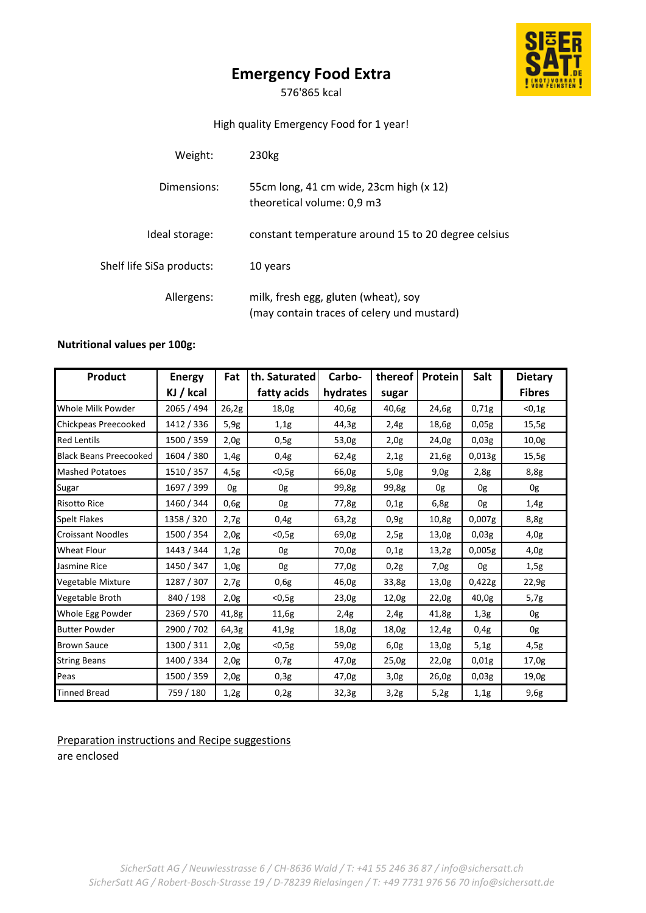# Emergency Food Extra

576'865 kcal

High quality Emergency Food for 1 year!

| | |
|---|---|
| Weight: | 230kg |
| Dimensions: | 55cm long, 41 cm wide, 23cm high (x 12)<br>theoretical volume: 0,9 m3 |
| Ideal storage: | constant temperature around 15 to 20 degree celsius |
| Shelf life SiSa products: | 10 years |
| Allergens: | milk, fresh egg, gluten (wheat), soy<br>(may contain traces of celery und mustard) |

**Nutritional values per 100g:**

| Product | Energy KJ / kcal | Fat | th. Saturated fatty acids | Carbo-hydrates | thereof sugar | Protein | Salt | Dietary Fibres |
|---|---|---|---|---|---|---|---|---|
| Whole Milk Powder | 2065 / 494 | 26,2g | 18,0g | 40,6g | 40,6g | 24,6g | 0,71g | <0,1g |
| Chickpeas Preecooked | 1412 / 336 | 5,9g | 1,1g | 44,3g | 2,4g | 18,6g | 0,05g | 15,5g |
| Red Lentils | 1500 / 359 | 2,0g | 0,5g | 53,0g | 2,0g | 24,0g | 0,03g | 10,0g |
| Black Beans Preecooked | 1604 / 380 | 1,4g | 0,4g | 62,4g | 2,1g | 21,6g | 0,013g | 15,5g |
| Mashed Potatoes | 1510 / 357 | 4,5g | <0,5g | 66,0g | 5,0g | 9,0g | 2,8g | 8,8g |
| Sugar | 1697 / 399 | 0g | 0g | 99,8g | 99,8g | 0g | 0g | 0g |
| Risotto Rice | 1460 / 344 | 0,6g | 0g | 77,8g | 0,1g | 6,8g | 0g | 1,4g |
| Spelt Flakes | 1358 / 320 | 2,7g | 0,4g | 63,2g | 0,9g | 10,8g | 0,007g | 8,8g |
| Croissant Noodles | 1500 / 354 | 2,0g | <0,5g | 69,0g | 2,5g | 13,0g | 0,03g | 4,0g |
| Wheat Flour | 1443 / 344 | 1,2g | 0g | 70,0g | 0,1g | 13,2g | 0,005g | 4,0g |
| Jasmine Rice | 1450 / 347 | 1,0g | 0g | 77,0g | 0,2g | 7,0g | 0g | 1,5g |
| Vegetable Mixture | 1287 / 307 | 2,7g | 0,6g | 46,0g | 33,8g | 13,0g | 0,422g | 22,9g |
| Vegetable Broth | 840 / 198 | 2,0g | <0,5g | 23,0g | 12,0g | 22,0g | 40,0g | 5,7g |
| Whole Egg Powder | 2369 / 570 | 41,8g | 11,6g | 2,4g | 2,4g | 41,8g | 1,3g | 0g |
| Butter Powder | 2900 / 702 | 64,3g | 41,9g | 18,0g | 18,0g | 12,4g | 0,4g | 0g |
| Brown Sauce | 1300 / 311 | 2,0g | <0,5g | 59,0g | 6,0g | 13,0g | 5,1g | 4,5g |
| String Beans | 1400 / 334 | 2,0g | 0,7g | 47,0g | 25,0g | 22,0g | 0,01g | 17,0g |
| Peas | 1500 / 359 | 2,0g | 0,3g | 47,0g | 3,0g | 26,0g | 0,03g | 19,0g |
| Tinned Bread | 759 / 180 | 1,2g | 0,2g | 32,3g | 3,2g | 5,2g | 1,1g | 9,6g |

<u>Preparation instructions and Recipe suggestions</u>
are enclosed

*SicherSatt AG / Neuwiesstrasse 6 / CH-8636 Wald / T: +41 55 246 36 87 / info@sichersatt.ch*
*SicherSatt AG / Robert-Bosch-Strasse 19 / D-78239 Rielasingen / T: +49 7731 976 56 70 info@sichersatt.de*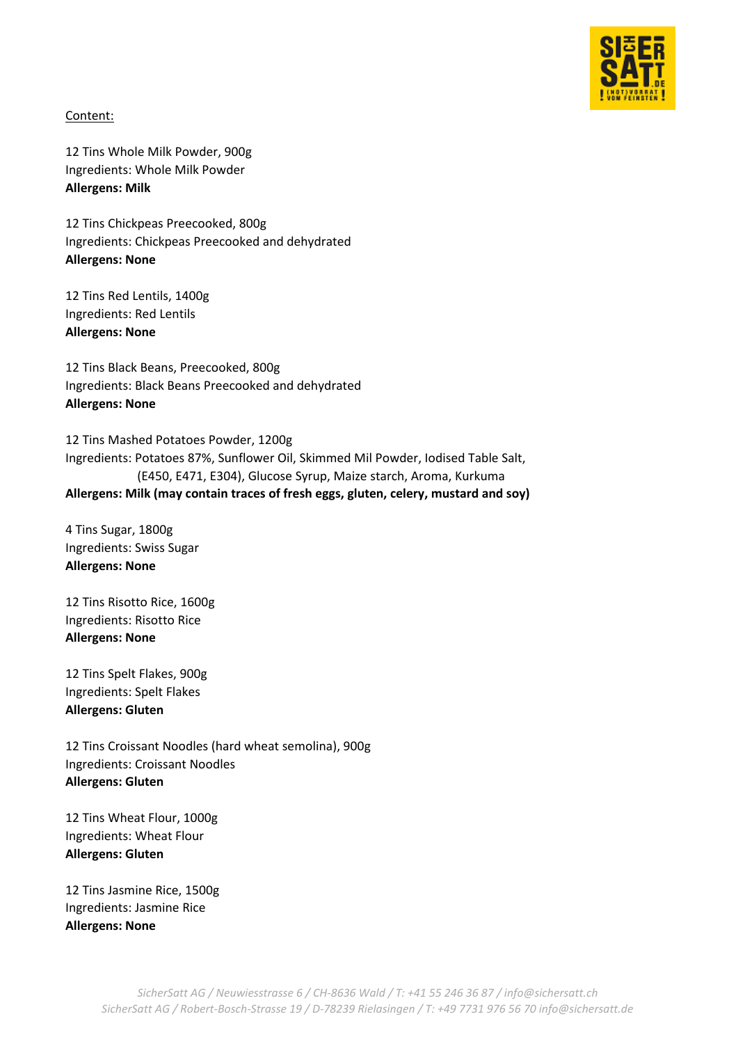Content:

12 Tins Whole Milk Powder, 900g
Ingredients: Whole Milk Powder
**Allergens: Milk**

12 Tins Chickpeas Preecooked, 800g
Ingredients: Chickpeas Preecooked and dehydrated
**Allergens: None**

12 Tins Red Lentils, 1400g
Ingredients: Red Lentils
**Allergens: None**

12 Tins Black Beans, Preecooked, 800g
Ingredients: Black Beans Preecooked and dehydrated
**Allergens: None**

12 Tins Mashed Potatoes Powder, 1200g
Ingredients: Potatoes 87%, Sunflower Oil, Skimmed Mil Powder, Iodised Table Salt, (E450, E471, E304), Glucose Syrup, Maize starch, Aroma, Kurkuma
**Allergens: Milk (may contain traces of fresh eggs, gluten, celery, mustard and soy)**

4 Tins Sugar, 1800g
Ingredients: Swiss Sugar
**Allergens: None**

12 Tins Risotto Rice, 1600g
Ingredients: Risotto Rice
**Allergens: None**

12 Tins Spelt Flakes, 900g
Ingredients: Spelt Flakes
**Allergens: Gluten**

12 Tins Croissant Noodles (hard wheat semolina), 900g
Ingredients: Croissant Noodles
**Allergens: Gluten**

12 Tins Wheat Flour, 1000g
Ingredients: Wheat Flour
**Allergens: Gluten**

12 Tins Jasmine Rice, 1500g
Ingredients: Jasmine Rice
**Allergens: None**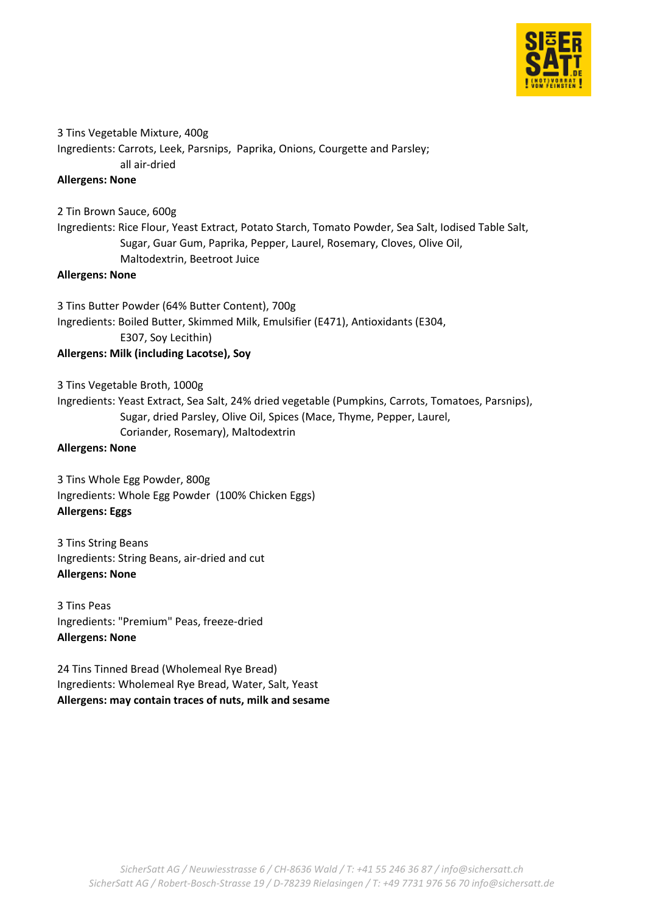3 Tins Vegetable Mixture, 400g
Ingredients: Carrots, Leek, Parsnips, Paprika, Onions, Courgette and Parsley; all air-dried
**Allergens: None**

2 Tin Brown Sauce, 600g
Ingredients: Rice Flour, Yeast Extract, Potato Starch, Tomato Powder, Sea Salt, Iodised Table Salt, Sugar, Guar Gum, Paprika, Pepper, Laurel, Rosemary, Cloves, Olive Oil, Maltodextrin, Beetroot Juice
**Allergens: None**

3 Tins Butter Powder (64% Butter Content), 700g
Ingredients: Boiled Butter, Skimmed Milk, Emulsifier (E471), Antioxidants (E304, E307, Soy Lecithin)
**Allergens: Milk (including Lacotse), Soy**

3 Tins Vegetable Broth, 1000g
Ingredients: Yeast Extract, Sea Salt, 24% dried vegetable (Pumpkins, Carrots, Tomatoes, Parsnips), Sugar, dried Parsley, Olive Oil, Spices (Mace, Thyme, Pepper, Laurel, Coriander, Rosemary), Maltodextrin
**Allergens: None**

3 Tins Whole Egg Powder, 800g
Ingredients: Whole Egg Powder (100% Chicken Eggs)
**Allergens: Eggs**

3 Tins String Beans
Ingredients: String Beans, air-dried and cut
**Allergens: None**

3 Tins Peas
Ingredients: "Premium" Peas, freeze-dried
**Allergens: None**

24 Tins Tinned Bread (Wholemeal Rye Bread)
Ingredients: Wholemeal Rye Bread, Water, Salt, Yeast
**Allergens: may contain traces of nuts, milk and sesame**